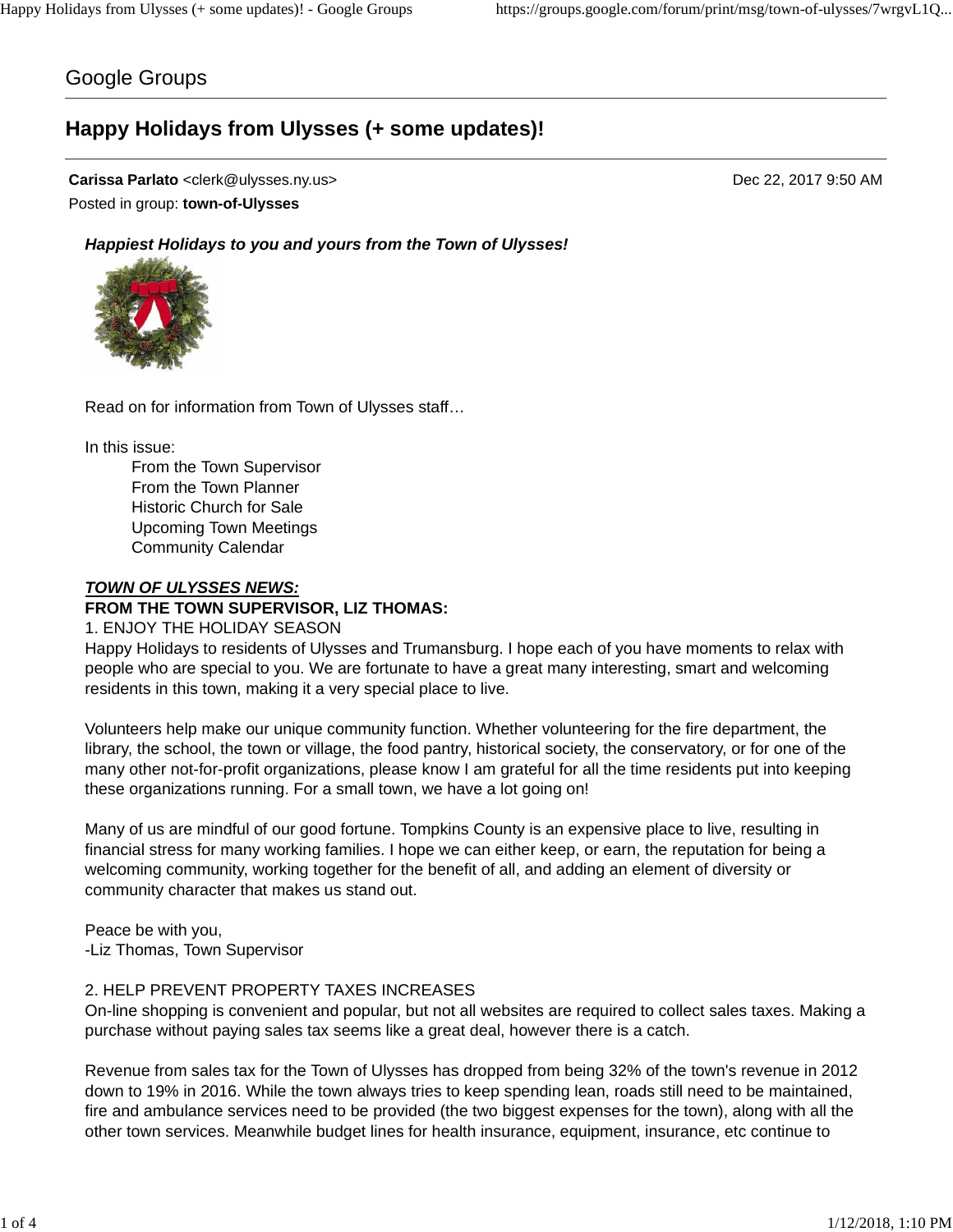Google Groups

# Happy Holidays from Ulysses (+ some updates)!

**Carissa Parlato** <clerk@ulysses.ny.us> Dec 22, 2017 9:50 AM
Posted in group: **town-of-Ulysses**

***Happiest Holidays to you and yours from the Town of Ulysses!***

Read on for information from Town of Ulysses staff…

In this issue:

- From the Town Supervisor
- From the Town Planner
- Historic Church for Sale
- Upcoming Town Meetings
- Community Calendar

***TOWN OF ULYSSES NEWS:***

**FROM THE TOWN SUPERVISOR, LIZ THOMAS:**

1. ENJOY THE HOLIDAY SEASON

Happy Holidays to residents of Ulysses and Trumansburg. I hope each of you have moments to relax with people who are special to you. We are fortunate to have a great many interesting, smart and welcoming residents in this town, making it a very special place to live.

Volunteers help make our unique community function. Whether volunteering for the fire department, the library, the school, the town or village, the food pantry, historical society, the conservatory, or for one of the many other not-for-profit organizations, please know I am grateful for all the time residents put into keeping these organizations running. For a small town, we have a lot going on!

Many of us are mindful of our good fortune. Tompkins County is an expensive place to live, resulting in financial stress for many working families. I hope we can either keep, or earn, the reputation for being a welcoming community, working together for the benefit of all, and adding an element of diversity or community character that makes us stand out.

Peace be with you,
-Liz Thomas, Town Supervisor

2. HELP PREVENT PROPERTY TAXES INCREASES

On-line shopping is convenient and popular, but not all websites are required to collect sales taxes. Making a purchase without paying sales tax seems like a great deal, however there is a catch.

Revenue from sales tax for the Town of Ulysses has dropped from being 32% of the town's revenue in 2012 down to 19% in 2016. While the town always tries to keep spending lean, roads still need to be maintained, fire and ambulance services need to be provided (the two biggest expenses for the town), along with all the other town services. Meanwhile budget lines for health insurance, equipment, insurance, etc continue to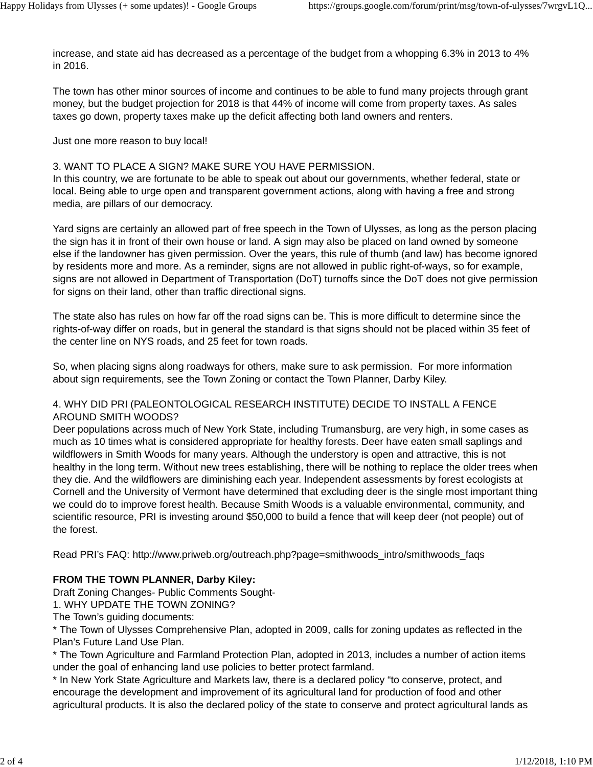increase, and state aid has decreased as a percentage of the budget from a whopping 6.3% in 2013 to 4% in 2016.

The town has other minor sources of income and continues to be able to fund many projects through grant money, but the budget projection for 2018 is that 44% of income will come from property taxes. As sales taxes go down, property taxes make up the deficit affecting both land owners and renters.

Just one more reason to buy local!

3. WANT TO PLACE A SIGN? MAKE SURE YOU HAVE PERMISSION.
In this country, we are fortunate to be able to speak out about our governments, whether federal, state or local. Being able to urge open and transparent government actions, along with having a free and strong media, are pillars of our democracy.

Yard signs are certainly an allowed part of free speech in the Town of Ulysses, as long as the person placing the sign has it in front of their own house or land. A sign may also be placed on land owned by someone else if the landowner has given permission. Over the years, this rule of thumb (and law) has become ignored by residents more and more. As a reminder, signs are not allowed in public right-of-ways, so for example, signs are not allowed in Department of Transportation (DoT) turnoffs since the DoT does not give permission for signs on their land, other than traffic directional signs.

The state also has rules on how far off the road signs can be. This is more difficult to determine since the rights-of-way differ on roads, but in general the standard is that signs should not be placed within 35 feet of the center line on NYS roads, and 25 feet for town roads.

So, when placing signs along roadways for others, make sure to ask permission. For more information about sign requirements, see the Town Zoning or contact the Town Planner, Darby Kiley.

4. WHY DID PRI (PALEONTOLOGICAL RESEARCH INSTITUTE) DECIDE TO INSTALL A FENCE AROUND SMITH WOODS?
Deer populations across much of New York State, including Trumansburg, are very high, in some cases as much as 10 times what is considered appropriate for healthy forests. Deer have eaten small saplings and wildflowers in Smith Woods for many years. Although the understory is open and attractive, this is not healthy in the long term. Without new trees establishing, there will be nothing to replace the older trees when they die. And the wildflowers are diminishing each year. Independent assessments by forest ecologists at Cornell and the University of Vermont have determined that excluding deer is the single most important thing we could do to improve forest health. Because Smith Woods is a valuable environmental, community, and scientific resource, PRI is investing around $50,000 to build a fence that will keep deer (not people) out of the forest.

Read PRI's FAQ: http://www.priweb.org/outreach.php?page=smithwoods_intro/smithwoods_faqs

**FROM THE TOWN PLANNER, Darby Kiley:**
Draft Zoning Changes- Public Comments Sought-
1. WHY UPDATE THE TOWN ZONING?
The Town's guiding documents:
* The Town of Ulysses Comprehensive Plan, adopted in 2009, calls for zoning updates as reflected in the Plan's Future Land Use Plan.
* The Town Agriculture and Farmland Protection Plan, adopted in 2013, includes a number of action items under the goal of enhancing land use policies to better protect farmland.
* In New York State Agriculture and Markets law, there is a declared policy "to conserve, protect, and encourage the development and improvement of its agricultural land for production of food and other agricultural products. It is also the declared policy of the state to conserve and protect agricultural lands as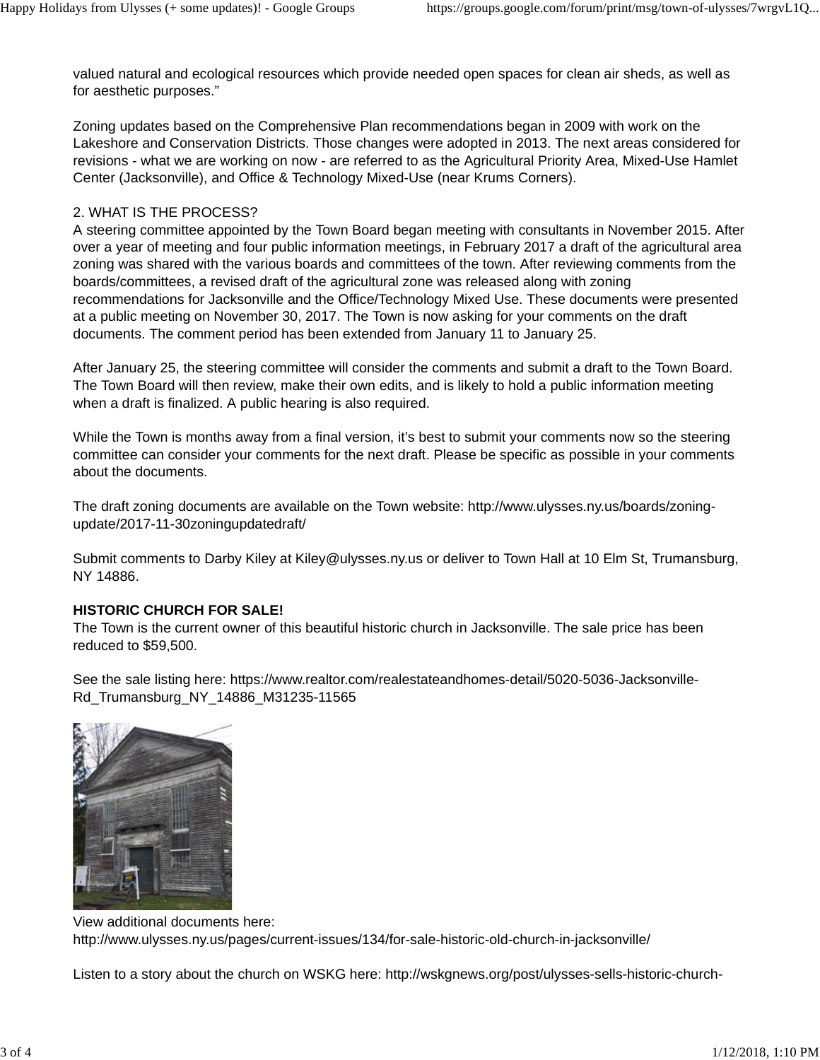valued natural and ecological resources which provide needed open spaces for clean air sheds, as well as for aesthetic purposes."

Zoning updates based on the Comprehensive Plan recommendations began in 2009 with work on the Lakeshore and Conservation Districts. Those changes were adopted in 2013. The next areas considered for revisions - what we are working on now - are referred to as the Agricultural Priority Area, Mixed-Use Hamlet Center (Jacksonville), and Office & Technology Mixed-Use (near Krums Corners).

2. WHAT IS THE PROCESS?
A steering committee appointed by the Town Board began meeting with consultants in November 2015. After over a year of meeting and four public information meetings, in February 2017 a draft of the agricultural area zoning was shared with the various boards and committees of the town. After reviewing comments from the boards/committees, a revised draft of the agricultural zone was released along with zoning recommendations for Jacksonville and the Office/Technology Mixed Use. These documents were presented at a public meeting on November 30, 2017. The Town is now asking for your comments on the draft documents. The comment period has been extended from January 11 to January 25.

After January 25, the steering committee will consider the comments and submit a draft to the Town Board. The Town Board will then review, make their own edits, and is likely to hold a public information meeting when a draft is finalized. A public hearing is also required.

While the Town is months away from a final version, it's best to submit your comments now so the steering committee can consider your comments for the next draft. Please be specific as possible in your comments about the documents.

The draft zoning documents are available on the Town website: http://www.ulysses.ny.us/boards/zoning-update/2017-11-30zoningupdatedraft/

Submit comments to Darby Kiley at Kiley@ulysses.ny.us or deliver to Town Hall at 10 Elm St, Trumansburg, NY 14886.

**HISTORIC CHURCH FOR SALE!**
The Town is the current owner of this beautiful historic church in Jacksonville. The sale price has been reduced to $59,500.

See the sale listing here: https://www.realtor.com/realestateandhomes-detail/5020-5036-Jacksonville-Rd_Trumansburg_NY_14886_M31235-11565

View additional documents here:
http://www.ulysses.ny.us/pages/current-issues/134/for-sale-historic-old-church-in-jacksonville/

Listen to a story about the church on WSKG here: http://wskgnews.org/post/ulysses-sells-historic-church-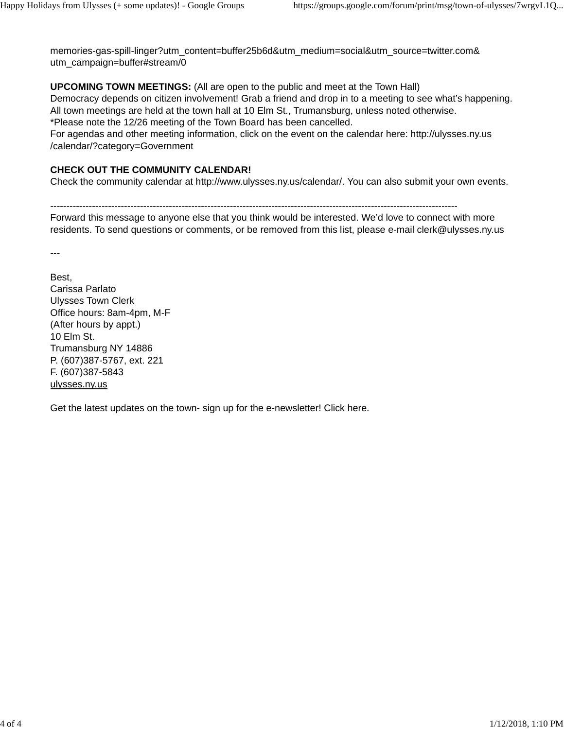memories-gas-spill-linger?utm_content=buffer25b6d&utm_medium=social&utm_source=twitter.com&utm_campaign=buffer#stream/0

**UPCOMING TOWN MEETINGS:** (All are open to the public and meet at the Town Hall)
Democracy depends on citizen involvement! Grab a friend and drop in to a meeting to see what's happening.
All town meetings are held at the town hall at 10 Elm St., Trumansburg, unless noted otherwise.
*Please note the 12/26 meeting of the Town Board has been cancelled.
For agendas and other meeting information, click on the event on the calendar here: http://ulysses.ny.us/calendar/?category=Government

**CHECK OUT THE COMMUNITY CALENDAR!**
Check the community calendar at http://www.ulysses.ny.us/calendar/. You can also submit your own events.

--------------------------------------------------------------------------------------------------------------------------------
Forward this message to anyone else that you think would be interested. We'd love to connect with more residents. To send questions or comments, or be removed from this list, please e-mail clerk@ulysses.ny.us

---

Best,
Carissa Parlato
Ulysses Town Clerk
Office hours: 8am-4pm, M-F
(After hours by appt.)
10 Elm St.
Trumansburg NY 14886
P. (607)387-5767, ext. 221
F. (607)387-5843
ulysses.ny.us

Get the latest updates on the town- sign up for the e-newsletter! Click here.